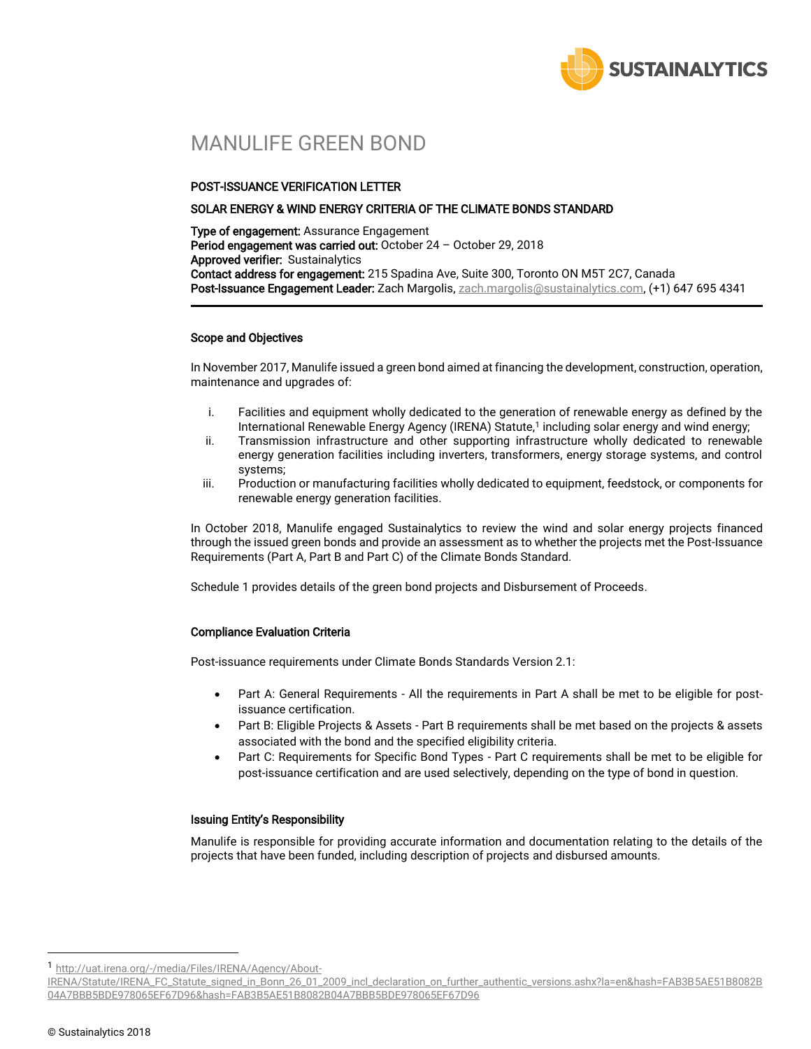# MANULIFE GREEN BOND

**POST-ISSUANCE VERIFICATION LETTER**

**SOLAR ENERGY & WIND ENERGY CRITERIA OF THE CLIMATE BONDS STANDARD**

**Type of engagement:** Assurance Engagement
**Period engagement was carried out:** October 24 – October 29, 2018
**Approved verifier:** Sustainalytics
**Contact address for engagement:** 215 Spadina Ave, Suite 300, Toronto ON M5T 2C7, Canada
**Post-Issuance Engagement Leader:** Zach Margolis, zach.margolis@sustainalytics.com, (+1) 647 695 4341

---

### Scope and Objectives

In November 2017, Manulife issued a green bond aimed at financing the development, construction, operation, maintenance and upgrades of:

i. Facilities and equipment wholly dedicated to the generation of renewable energy as defined by the International Renewable Energy Agency (IRENA) Statute,[1] including solar energy and wind energy;
ii. Transmission infrastructure and other supporting infrastructure wholly dedicated to renewable energy generation facilities including inverters, transformers, energy storage systems, and control systems;
iii. Production or manufacturing facilities wholly dedicated to equipment, feedstock, or components for renewable energy generation facilities.

In October 2018, Manulife engaged Sustainalytics to review the wind and solar energy projects financed through the issued green bonds and provide an assessment as to whether the projects met the Post-Issuance Requirements (Part A, Part B and Part C) of the Climate Bonds Standard.

Schedule 1 provides details of the green bond projects and Disbursement of Proceeds.

### Compliance Evaluation Criteria

Post-issuance requirements under Climate Bonds Standards Version 2.1:

- Part A: General Requirements - All the requirements in Part A shall be met to be eligible for post-issuance certification.
- Part B: Eligible Projects & Assets - Part B requirements shall be met based on the projects & assets associated with the bond and the specified eligibility criteria.
- Part C: Requirements for Specific Bond Types - Part C requirements shall be met to be eligible for post-issuance certification and are used selectively, depending on the type of bond in question.

### Issuing Entity's Responsibility

Manulife is responsible for providing accurate information and documentation relating to the details of the projects that have been funded, including description of projects and disbursed amounts.

---

[1] http://uat.irena.org/-/media/Files/IRENA/Agency/About-IRENA/Statute/IRENA_FC_Statute_signed_in_Bonn_26_01_2009_incl_declaration_on_further_authentic_versions.ashx?la=en&hash=FAB3B5AE51B8082B04A7BBB5BDE978065EF67D96&hash=FAB3B5AE51B8082B04A7BBB5BDE978065EF67D96

© Sustainalytics 2018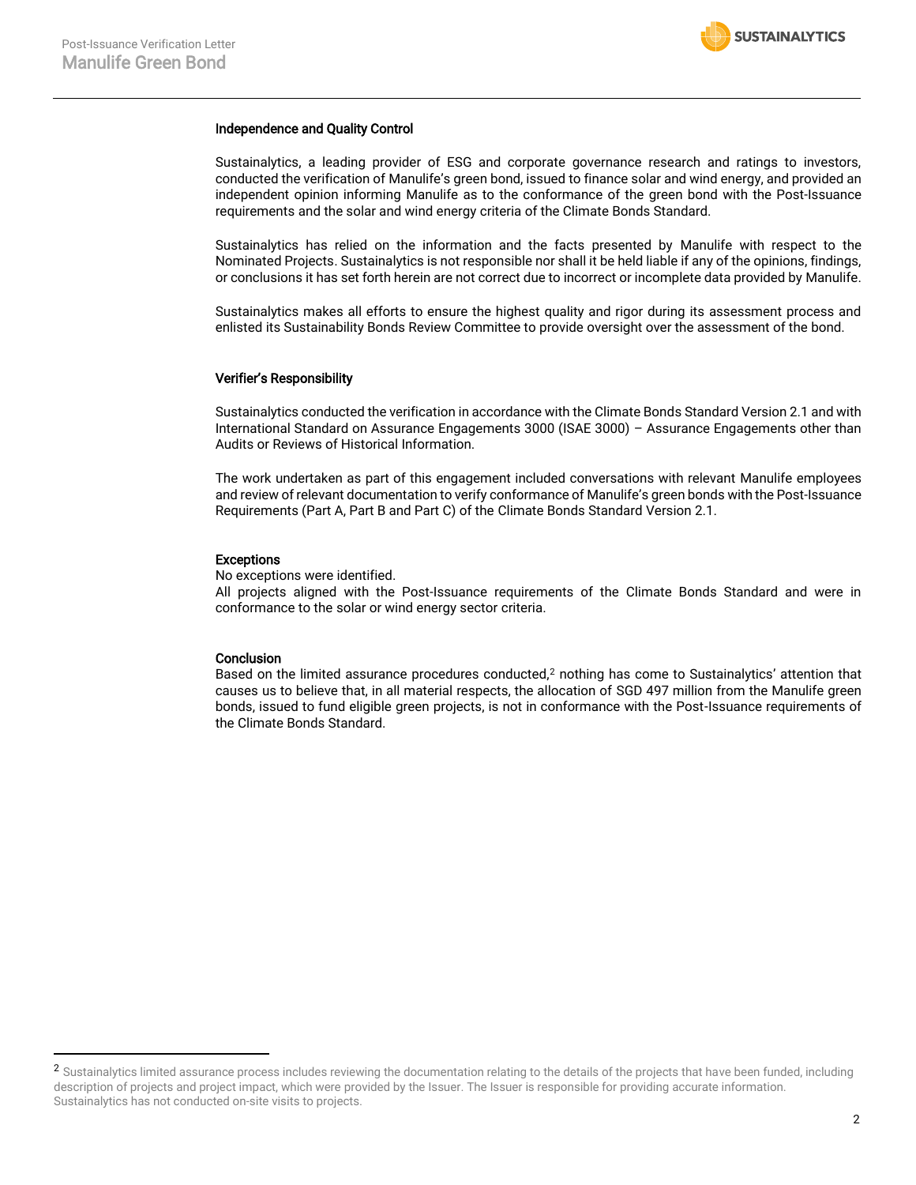### Independence and Quality Control

Sustainalytics, a leading provider of ESG and corporate governance research and ratings to investors, conducted the verification of Manulife's green bond, issued to finance solar and wind energy, and provided an independent opinion informing Manulife as to the conformance of the green bond with the Post-Issuance requirements and the solar and wind energy criteria of the Climate Bonds Standard.

Sustainalytics has relied on the information and the facts presented by Manulife with respect to the Nominated Projects. Sustainalytics is not responsible nor shall it be held liable if any of the opinions, findings, or conclusions it has set forth herein are not correct due to incorrect or incomplete data provided by Manulife.

Sustainalytics makes all efforts to ensure the highest quality and rigor during its assessment process and enlisted its Sustainability Bonds Review Committee to provide oversight over the assessment of the bond.

### Verifier's Responsibility

Sustainalytics conducted the verification in accordance with the Climate Bonds Standard Version 2.1 and with International Standard on Assurance Engagements 3000 (ISAE 3000) – Assurance Engagements other than Audits or Reviews of Historical Information.

The work undertaken as part of this engagement included conversations with relevant Manulife employees and review of relevant documentation to verify conformance of Manulife's green bonds with the Post-Issuance Requirements (Part A, Part B and Part C) of the Climate Bonds Standard Version 2.1.

### Exceptions

No exceptions were identified.
All projects aligned with the Post-Issuance requirements of the Climate Bonds Standard and were in conformance to the solar or wind energy sector criteria.

### Conclusion

Based on the limited assurance procedures conducted,[2] nothing has come to Sustainalytics' attention that causes us to believe that, in all material respects, the allocation of SGD 497 million from the Manulife green bonds, issued to fund eligible green projects, is not in conformance with the Post-Issuance requirements of the Climate Bonds Standard.

---

[2] Sustainalytics limited assurance process includes reviewing the documentation relating to the details of the projects that have been funded, including description of projects and project impact, which were provided by the Issuer. The Issuer is responsible for providing accurate information. Sustainalytics has not conducted on-site visits to projects.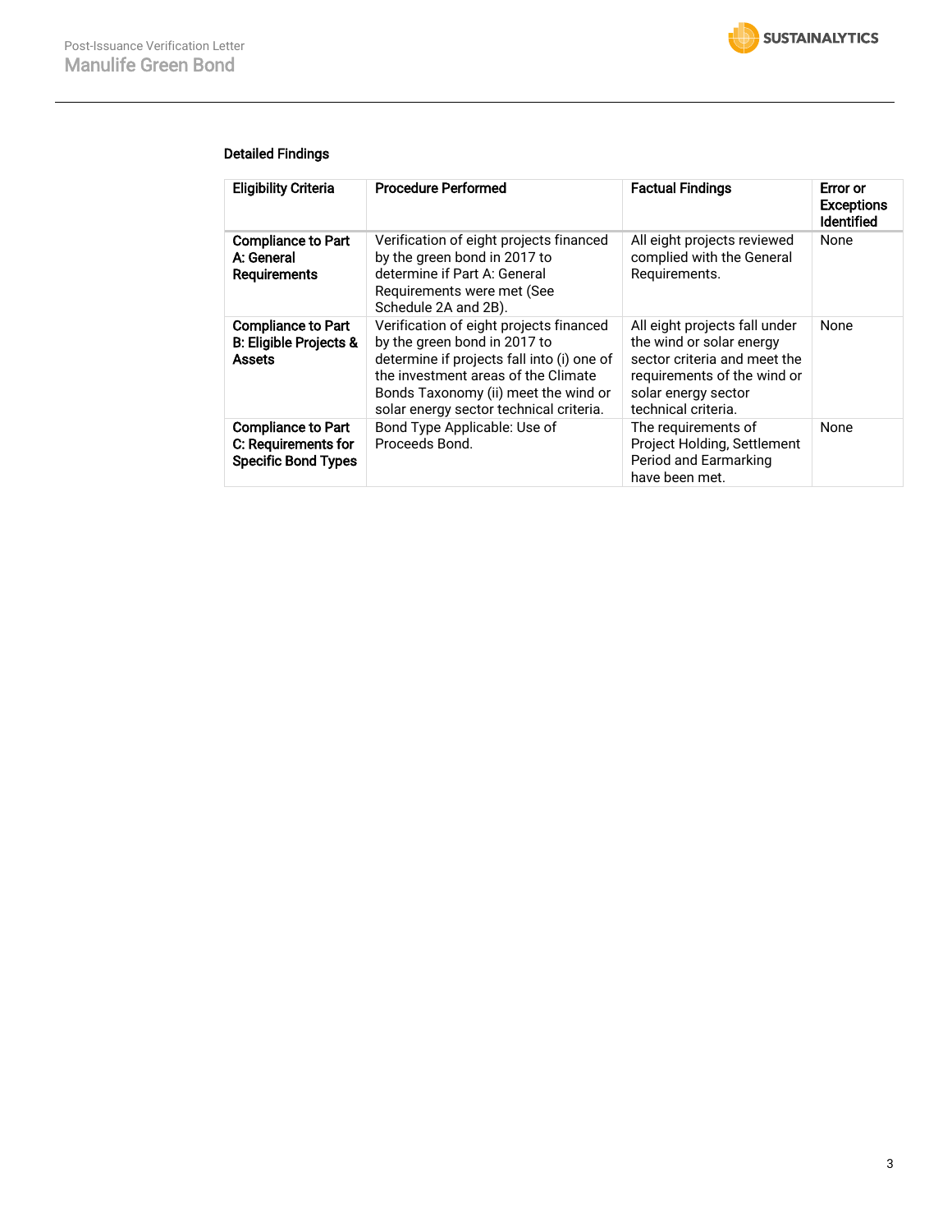### Detailed Findings

| Eligibility Criteria | Procedure Performed | Factual Findings | Error or Exceptions Identified |
|---|---|---|---|
| **Compliance to Part A: General Requirements** | Verification of eight projects financed by the green bond in 2017 to determine if Part A: General Requirements were met (See Schedule 2A and 2B). | All eight projects reviewed complied with the General Requirements. | None |
| **Compliance to Part B: Eligible Projects & Assets** | Verification of eight projects financed by the green bond in 2017 to determine if projects fall into (i) one of the investment areas of the Climate Bonds Taxonomy (ii) meet the wind or solar energy sector technical criteria. | All eight projects fall under the wind or solar energy sector criteria and meet the requirements of the wind or solar energy sector technical criteria. | None |
| **Compliance to Part C: Requirements for Specific Bond Types** | Bond Type Applicable: Use of Proceeds Bond. | The requirements of Project Holding, Settlement Period and Earmarking have been met. | None |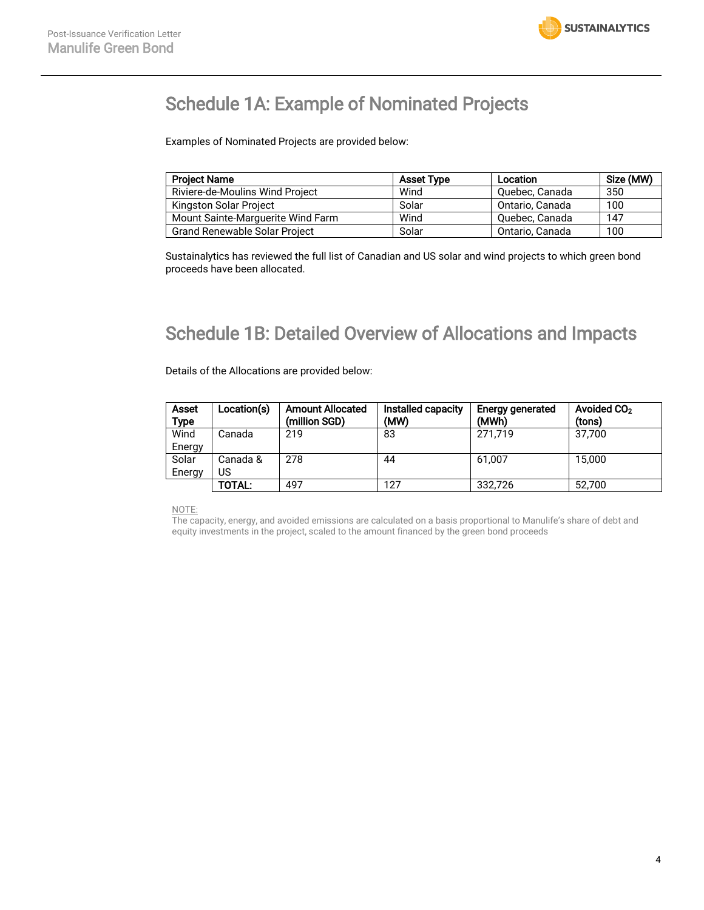## Schedule 1A: Example of Nominated Projects

Examples of Nominated Projects are provided below:

| Project Name | Asset Type | Location | Size (MW) |
|---|---|---|---|
| Riviere-de-Moulins Wind Project | Wind | Quebec, Canada | 350 |
| Kingston Solar Project | Solar | Ontario, Canada | 100 |
| Mount Sainte-Marguerite Wind Farm | Wind | Quebec, Canada | 147 |
| Grand Renewable Solar Project | Solar | Ontario, Canada | 100 |

Sustainalytics has reviewed the full list of Canadian and US solar and wind projects to which green bond proceeds have been allocated.

## Schedule 1B: Detailed Overview of Allocations and Impacts

Details of the Allocations are provided below:

| Asset Type | Location(s) | Amount Allocated (million SGD) | Installed capacity (MW) | Energy generated (MWh) | Avoided $CO_2$ (tons) |
|---|---|---|---|---|---|
| Wind Energy | Canada | 219 | 83 | 271,719 | 37,700 |
| Solar Energy | Canada & US | 278 | 44 | 61,007 | 15,000 |
| | **TOTAL:** | 497 | 127 | 332,726 | 52,700 |

NOTE:
The capacity, energy, and avoided emissions are calculated on a basis proportional to Manulife's share of debt and equity investments in the project, scaled to the amount financed by the green bond proceeds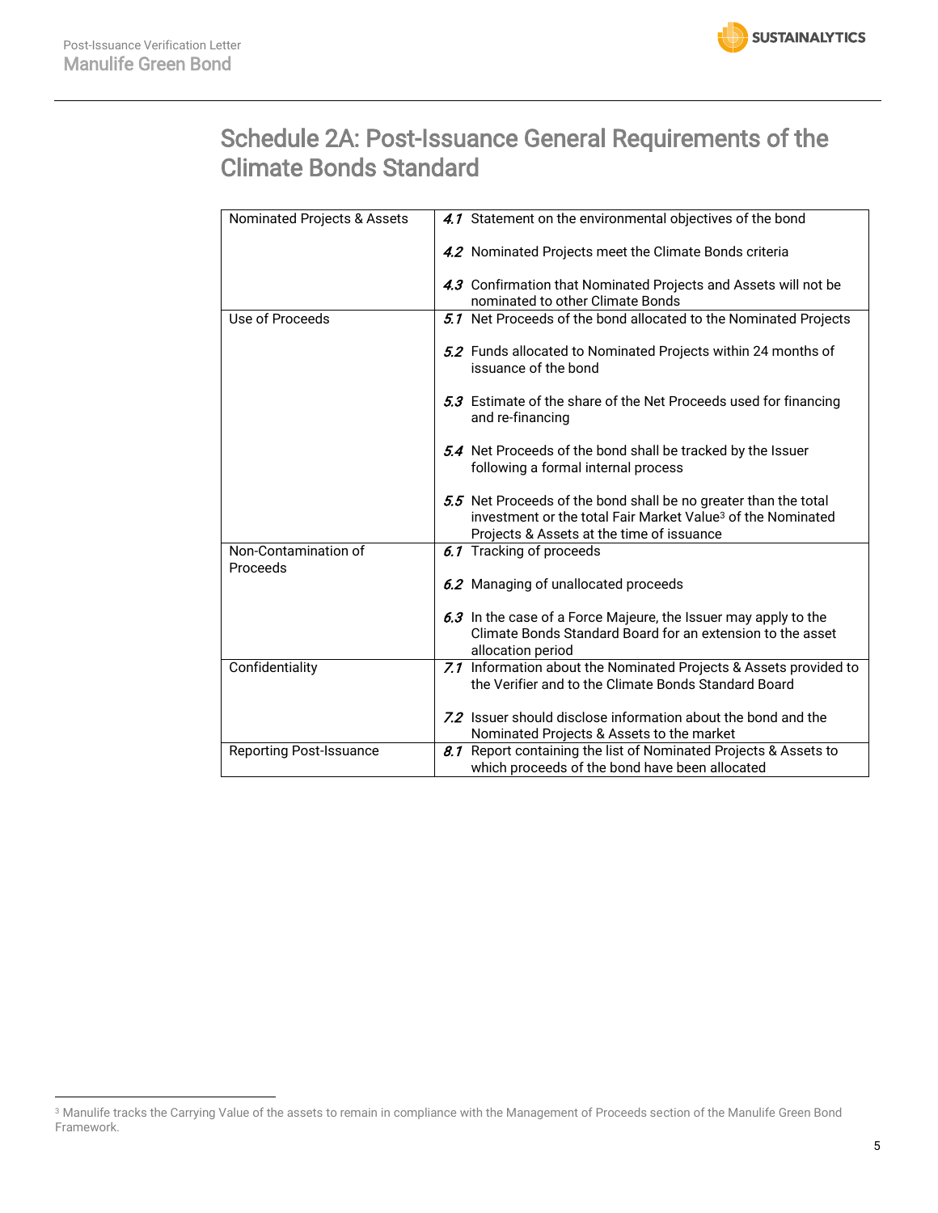## Schedule 2A: Post-Issuance General Requirements of the Climate Bonds Standard

| | |
|---|---|
| Nominated Projects & Assets | *4.1* Statement on the environmental objectives of the bond<br><br>*4.2* Nominated Projects meet the Climate Bonds criteria<br><br>*4.3* Confirmation that Nominated Projects and Assets will not be nominated to other Climate Bonds |
| Use of Proceeds | *5.1* Net Proceeds of the bond allocated to the Nominated Projects<br><br>*5.2* Funds allocated to Nominated Projects within 24 months of issuance of the bond<br><br>*5.3* Estimate of the share of the Net Proceeds used for financing and re-financing<br><br>*5.4* Net Proceeds of the bond shall be tracked by the Issuer following a formal internal process<br><br>*5.5* Net Proceeds of the bond shall be no greater than the total investment or the total Fair Market Value[3] of the Nominated Projects & Assets at the time of issuance |
| Non-Contamination of Proceeds | *6.1* Tracking of proceeds<br><br>*6.2* Managing of unallocated proceeds<br><br>*6.3* In the case of a Force Majeure, the Issuer may apply to the Climate Bonds Standard Board for an extension to the asset allocation period |
| Confidentiality | *7.1* Information about the Nominated Projects & Assets provided to the Verifier and to the Climate Bonds Standard Board<br><br>*7.2* Issuer should disclose information about the bond and the Nominated Projects & Assets to the market |
| Reporting Post-Issuance | *8.1* Report containing the list of Nominated Projects & Assets to which proceeds of the bond have been allocated |

[3] Manulife tracks the Carrying Value of the assets to remain in compliance with the Management of Proceeds section of the Manulife Green Bond Framework.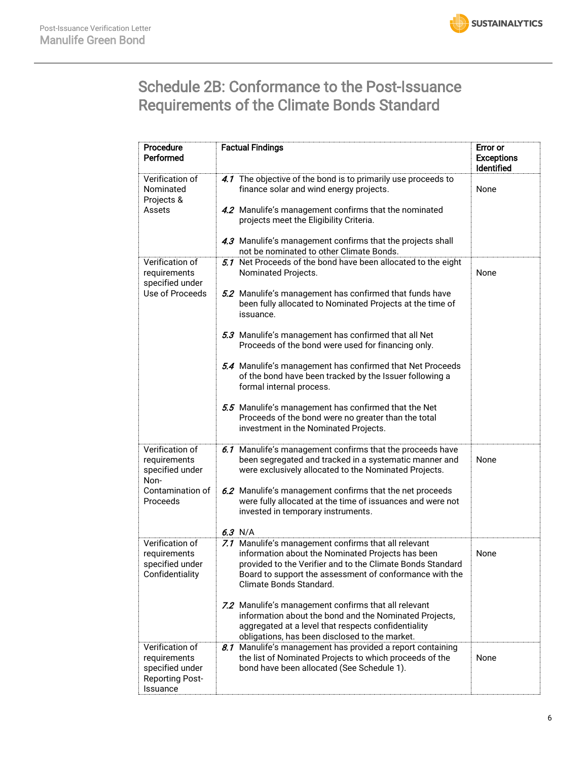# Schedule 2B: Conformance to the Post-Issuance Requirements of the Climate Bonds Standard

| Procedure Performed | Factual Findings | Error or Exceptions Identified |
|---|---|---|
| Verification of Nominated Projects & Assets | *4.1* The objective of the bond is to primarily use proceeds to finance solar and wind energy projects.<br><br>*4.2* Manulife's management confirms that the nominated projects meet the Eligibility Criteria.<br><br>*4.3* Manulife's management confirms that the projects shall not be nominated to other Climate Bonds. | None |
| Verification of requirements specified under Use of Proceeds | *5.1* Net Proceeds of the bond have been allocated to the eight Nominated Projects.<br><br>*5.2* Manulife's management has confirmed that funds have been fully allocated to Nominated Projects at the time of issuance.<br><br>*5.3* Manulife's management has confirmed that all Net Proceeds of the bond were used for financing only.<br><br>*5.4* Manulife's management has confirmed that Net Proceeds of the bond have been tracked by the Issuer following a formal internal process.<br><br>*5.5* Manulife's management has confirmed that the Net Proceeds of the bond were no greater than the total investment in the Nominated Projects. | None |
| Verification of requirements specified under Non-Contamination of Proceeds | *6.1* Manulife's management confirms that the proceeds have been segregated and tracked in a systematic manner and were exclusively allocated to the Nominated Projects.<br><br>*6.2* Manulife's management confirms that the net proceeds were fully allocated at the time of issuances and were not invested in temporary instruments.<br><br>*6.3* N/A | None |
| Verification of requirements specified under Confidentiality | *7.1* Manulife's management confirms that all relevant information about the Nominated Projects has been provided to the Verifier and to the Climate Bonds Standard Board to support the assessment of conformance with the Climate Bonds Standard.<br><br>*7.2* Manulife's management confirms that all relevant information about the bond and the Nominated Projects, aggregated at a level that respects confidentiality obligations, has been disclosed to the market. | None |
| Verification of requirements specified under Reporting Post-Issuance | *8.1* Manulife's management has provided a report containing the list of Nominated Projects to which proceeds of the bond have been allocated (See Schedule 1). | None |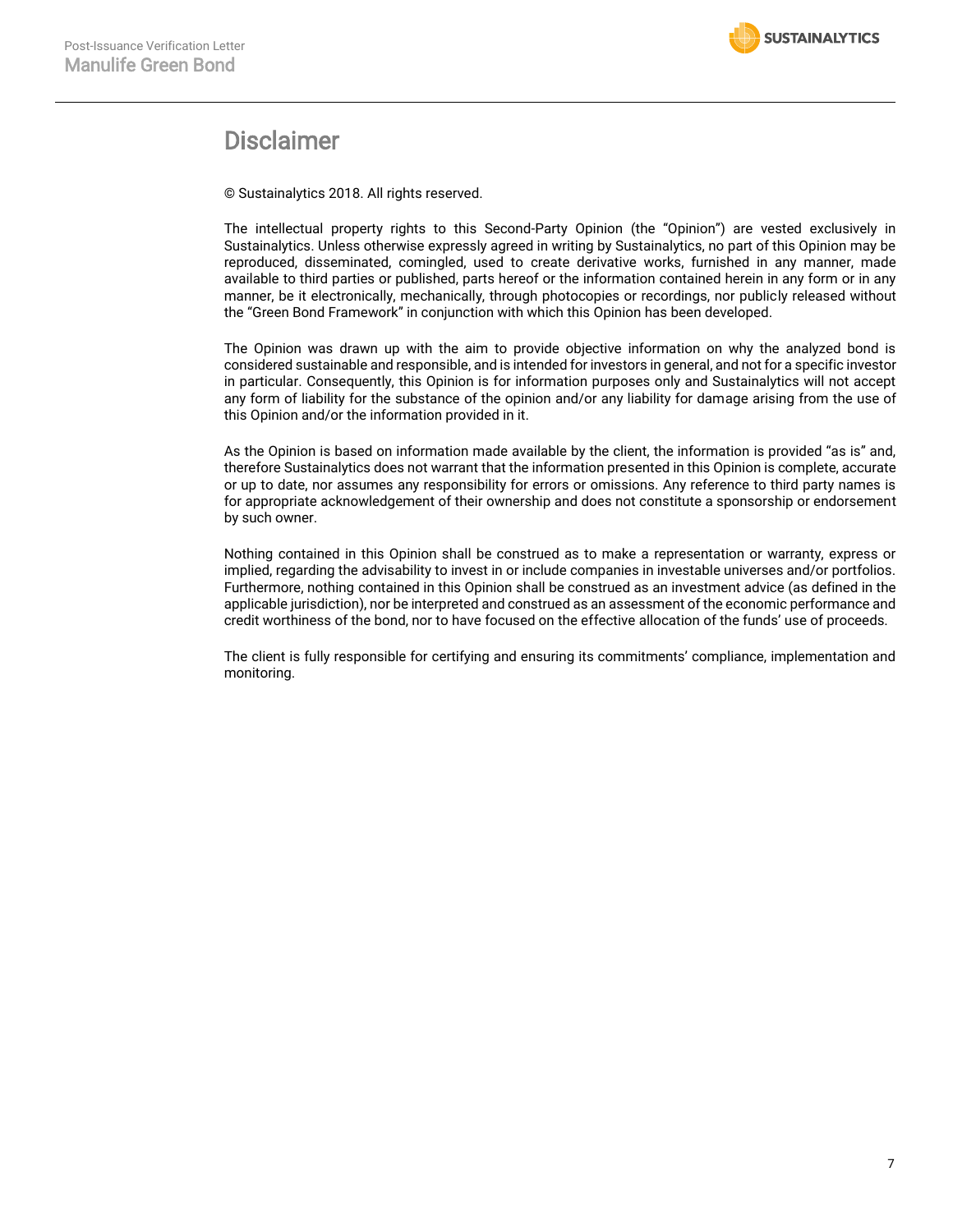# Disclaimer

© Sustainalytics 2018. All rights reserved.

The intellectual property rights to this Second-Party Opinion (the "Opinion") are vested exclusively in Sustainalytics. Unless otherwise expressly agreed in writing by Sustainalytics, no part of this Opinion may be reproduced, disseminated, comingled, used to create derivative works, furnished in any manner, made available to third parties or published, parts hereof or the information contained herein in any form or in any manner, be it electronically, mechanically, through photocopies or recordings, nor publicly released without the "Green Bond Framework" in conjunction with which this Opinion has been developed.

The Opinion was drawn up with the aim to provide objective information on why the analyzed bond is considered sustainable and responsible, and is intended for investors in general, and not for a specific investor in particular. Consequently, this Opinion is for information purposes only and Sustainalytics will not accept any form of liability for the substance of the opinion and/or any liability for damage arising from the use of this Opinion and/or the information provided in it.

As the Opinion is based on information made available by the client, the information is provided "as is" and, therefore Sustainalytics does not warrant that the information presented in this Opinion is complete, accurate or up to date, nor assumes any responsibility for errors or omissions. Any reference to third party names is for appropriate acknowledgement of their ownership and does not constitute a sponsorship or endorsement by such owner.

Nothing contained in this Opinion shall be construed as to make a representation or warranty, express or implied, regarding the advisability to invest in or include companies in investable universes and/or portfolios. Furthermore, nothing contained in this Opinion shall be construed as an investment advice (as defined in the applicable jurisdiction), nor be interpreted and construed as an assessment of the economic performance and credit worthiness of the bond, nor to have focused on the effective allocation of the funds' use of proceeds.

The client is fully responsible for certifying and ensuring its commitments' compliance, implementation and monitoring.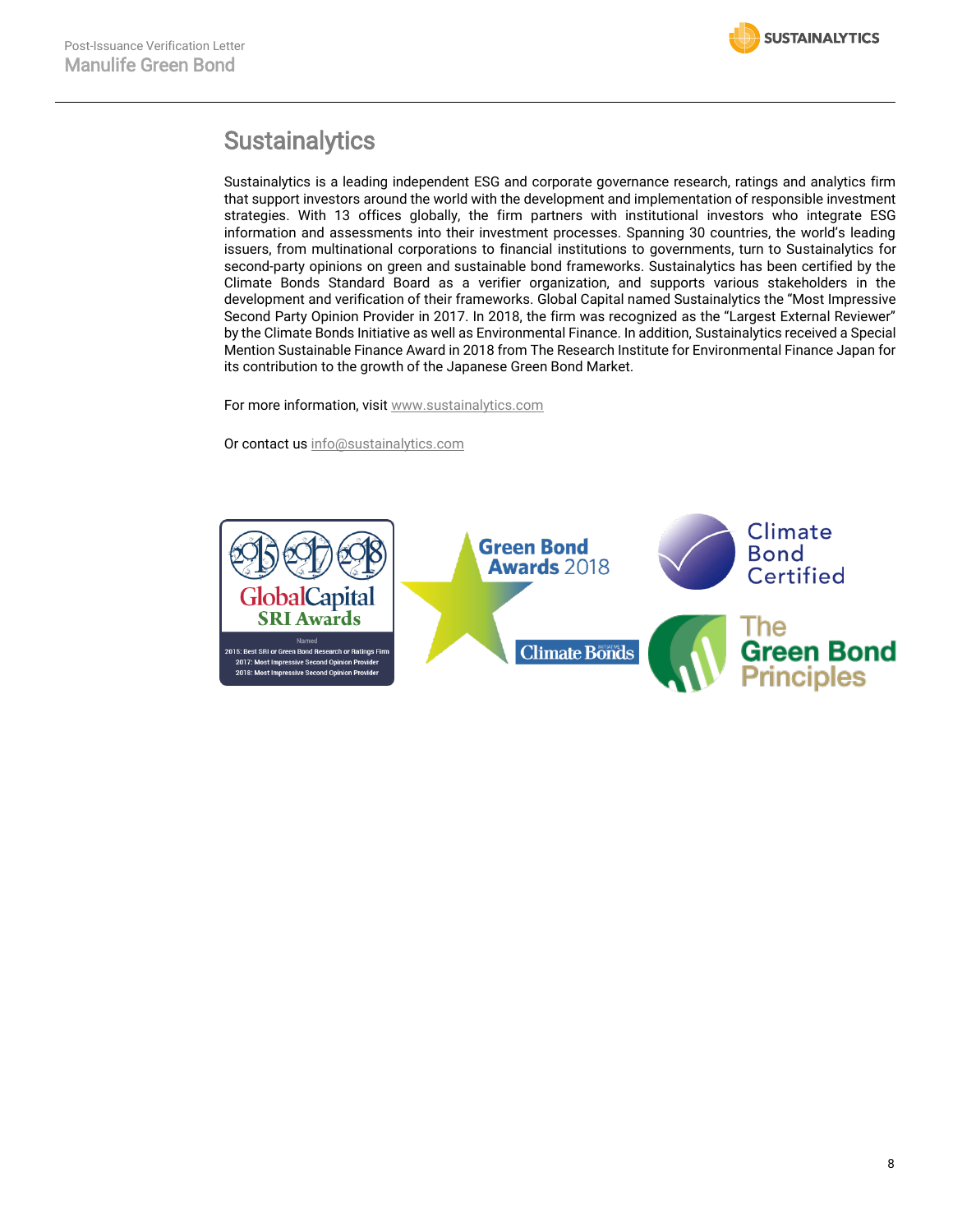# Sustainalytics

Sustainalytics is a leading independent ESG and corporate governance research, ratings and analytics firm that support investors around the world with the development and implementation of responsible investment strategies. With 13 offices globally, the firm partners with institutional investors who integrate ESG information and assessments into their investment processes. Spanning 30 countries, the world's leading issuers, from multinational corporations to financial institutions to governments, turn to Sustainalytics for second-party opinions on green and sustainable bond frameworks. Sustainalytics has been certified by the Climate Bonds Standard Board as a verifier organization, and supports various stakeholders in the development and verification of their frameworks. Global Capital named Sustainalytics the "Most Impressive Second Party Opinion Provider in 2017. In 2018, the firm was recognized as the "Largest External Reviewer" by the Climate Bonds Initiative as well as Environmental Finance. In addition, Sustainalytics received a Special Mention Sustainable Finance Award in 2018 from The Research Institute for Environmental Finance Japan for its contribution to the growth of the Japanese Green Bond Market.

For more information, visit www.sustainalytics.com

Or contact us info@sustainalytics.com